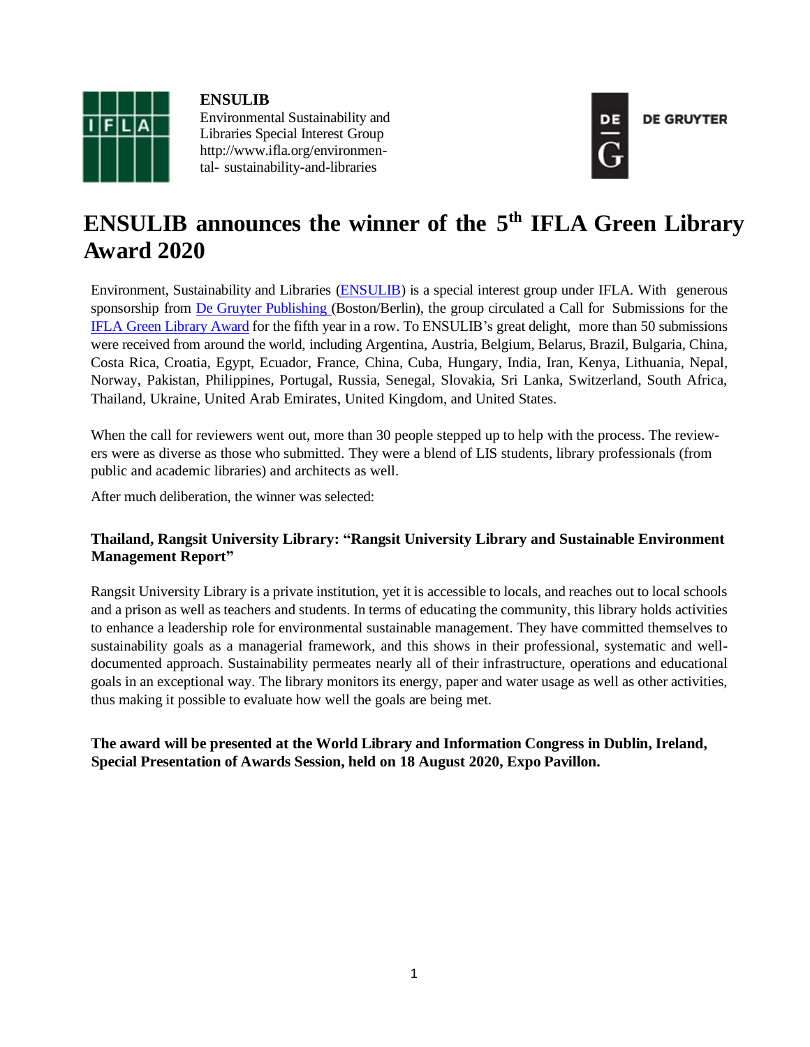**ENSULIB**
Environmental Sustainability and Libraries Special Interest Group
http://www.ifla.org/environmental- sustainability-and-libraries

DE GRUYTER

# ENSULIB announces the winner of the 5th IFLA Green Library Award 2020

Environment, Sustainability and Libraries (ENSULIB) is a special interest group under IFLA. With generous sponsorship from De Gruyter Publishing (Boston/Berlin), the group circulated a Call for Submissions for the IFLA Green Library Award for the fifth year in a row. To ENSULIB's great delight, more than 50 submissions were received from around the world, including Argentina, Austria, Belgium, Belarus, Brazil, Bulgaria, China, Costa Rica, Croatia, Egypt, Ecuador, France, China, Cuba, Hungary, India, Iran, Kenya, Lithuania, Nepal, Norway, Pakistan, Philippines, Portugal, Russia, Senegal, Slovakia, Sri Lanka, Switzerland, South Africa, Thailand, Ukraine, United Arab Emirates, United Kingdom, and United States.

When the call for reviewers went out, more than 30 people stepped up to help with the process. The reviewers were as diverse as those who submitted. They were a blend of LIS students, library professionals (from public and academic libraries) and architects as well.

After much deliberation, the winner was selected:

**Thailand, Rangsit University Library: "Rangsit University Library and Sustainable Environment Management Report"**

Rangsit University Library is a private institution, yet it is accessible to locals, and reaches out to local schools and a prison as well as teachers and students. In terms of educating the community, this library holds activities to enhance a leadership role for environmental sustainable management. They have committed themselves to sustainability goals as a managerial framework, and this shows in their professional, systematic and well-documented approach. Sustainability permeates nearly all of their infrastructure, operations and educational goals in an exceptional way. The library monitors its energy, paper and water usage as well as other activities, thus making it possible to evaluate how well the goals are being met.

**The award will be presented at the World Library and Information Congress in Dublin, Ireland, Special Presentation of Awards Session, held on 18 August 2020, Expo Pavillon.**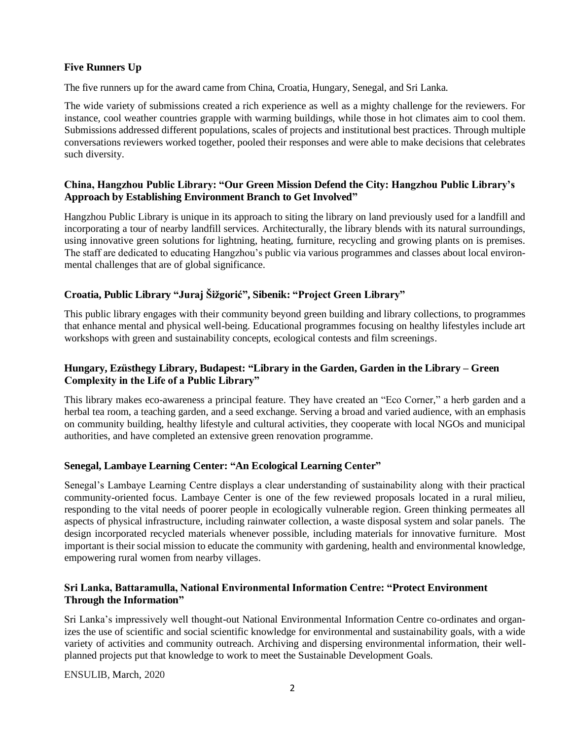## Five Runners Up

The five runners up for the award came from China, Croatia, Hungary, Senegal, and Sri Lanka.

The wide variety of submissions created a rich experience as well as a mighty challenge for the reviewers. For instance, cool weather countries grapple with warming buildings, while those in hot climates aim to cool them. Submissions addressed different populations, scales of projects and institutional best practices. Through multiple conversations reviewers worked together, pooled their responses and were able to make decisions that celebrates such diversity.

### China, Hangzhou Public Library: "Our Green Mission Defend the City: Hangzhou Public Library's Approach by Establishing Environment Branch to Get Involved"

Hangzhou Public Library is unique in its approach to siting the library on land previously used for a landfill and incorporating a tour of nearby landfill services. Architecturally, the library blends with its natural surroundings, using innovative green solutions for lightning, heating, furniture, recycling and growing plants on is premises. The staff are dedicated to educating Hangzhou's public via various programmes and classes about local environmental challenges that are of global significance.

### Croatia, Public Library "Juraj Šižgorić", Sibenik: "Project Green Library"

This public library engages with their community beyond green building and library collections, to programmes that enhance mental and physical well-being. Educational programmes focusing on healthy lifestyles include art workshops with green and sustainability concepts, ecological contests and film screenings.

### Hungary, Ezüsthegy Library, Budapest: "Library in the Garden, Garden in the Library – Green Complexity in the Life of a Public Library"

This library makes eco-awareness a principal feature. They have created an "Eco Corner," a herb garden and a herbal tea room, a teaching garden, and a seed exchange. Serving a broad and varied audience, with an emphasis on community building, healthy lifestyle and cultural activities, they cooperate with local NGOs and municipal authorities, and have completed an extensive green renovation programme.

### Senegal, Lambaye Learning Center: "An Ecological Learning Center"

Senegal's Lambaye Learning Centre displays a clear understanding of sustainability along with their practical community-oriented focus. Lambaye Center is one of the few reviewed proposals located in a rural milieu, responding to the vital needs of poorer people in ecologically vulnerable region. Green thinking permeates all aspects of physical infrastructure, including rainwater collection, a waste disposal system and solar panels. The design incorporated recycled materials whenever possible, including materials for innovative furniture. Most important is their social mission to educate the community with gardening, health and environmental knowledge, empowering rural women from nearby villages.

### Sri Lanka, Battaramulla, National Environmental Information Centre: "Protect Environment Through the Information"

Sri Lanka's impressively well thought-out National Environmental Information Centre co-ordinates and organizes the use of scientific and social scientific knowledge for environmental and sustainability goals, with a wide variety of activities and community outreach. Archiving and dispersing environmental information, their well-planned projects put that knowledge to work to meet the Sustainable Development Goals.

ENSULIB, March, 2020